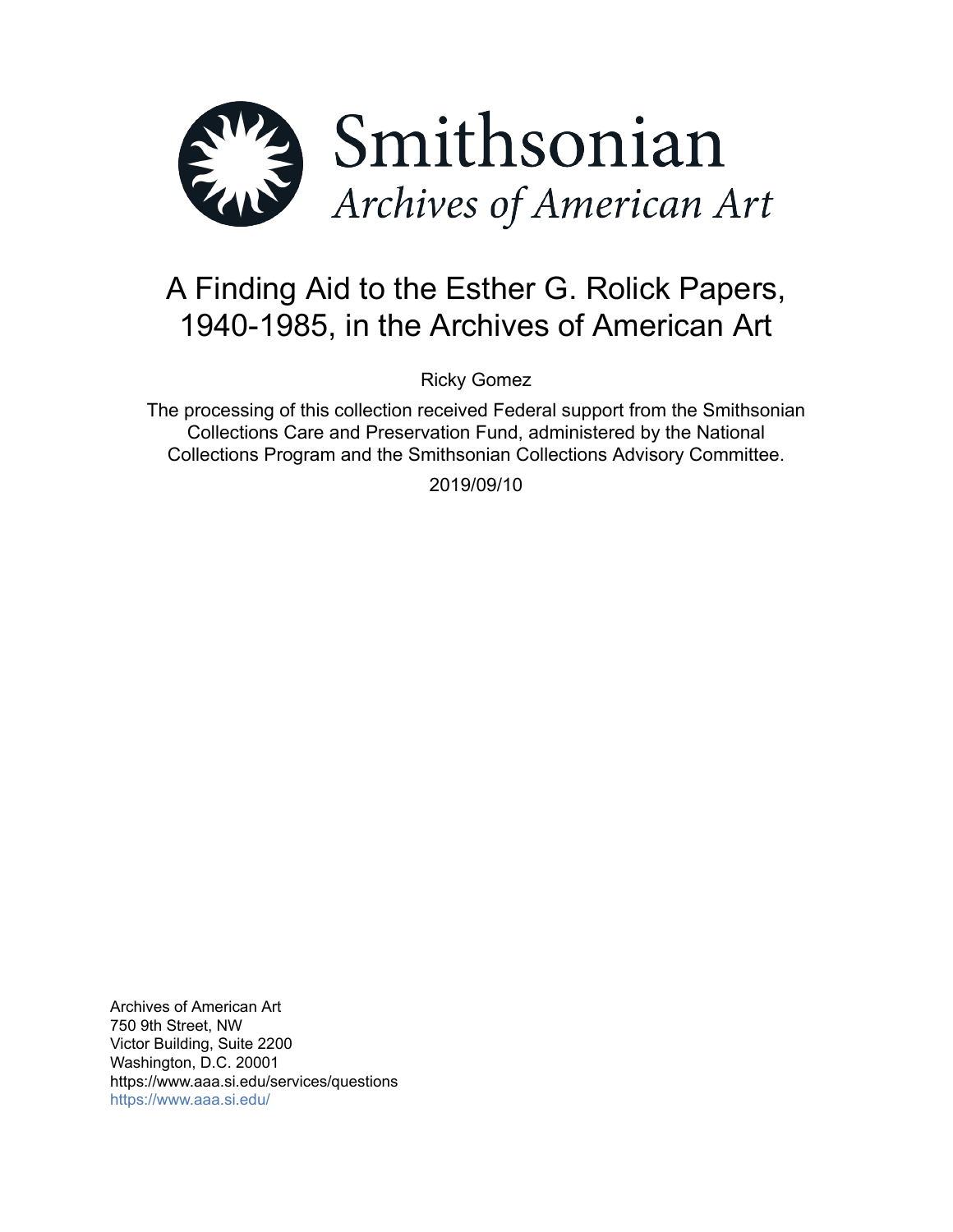Smithsonian

*Archives of American Art*

# A Finding Aid to the Esther G. Rolick Papers, 1940-1985, in the Archives of American Art

Ricky Gomez

The processing of this collection received Federal support from the Smithsonian Collections Care and Preservation Fund, administered by the National Collections Program and the Smithsonian Collections Advisory Committee.

2019/09/10

Archives of American Art
750 9th Street, NW
Victor Building, Suite 2200
Washington, D.C. 20001
https://www.aaa.si.edu/services/questions
https://www.aaa.si.edu/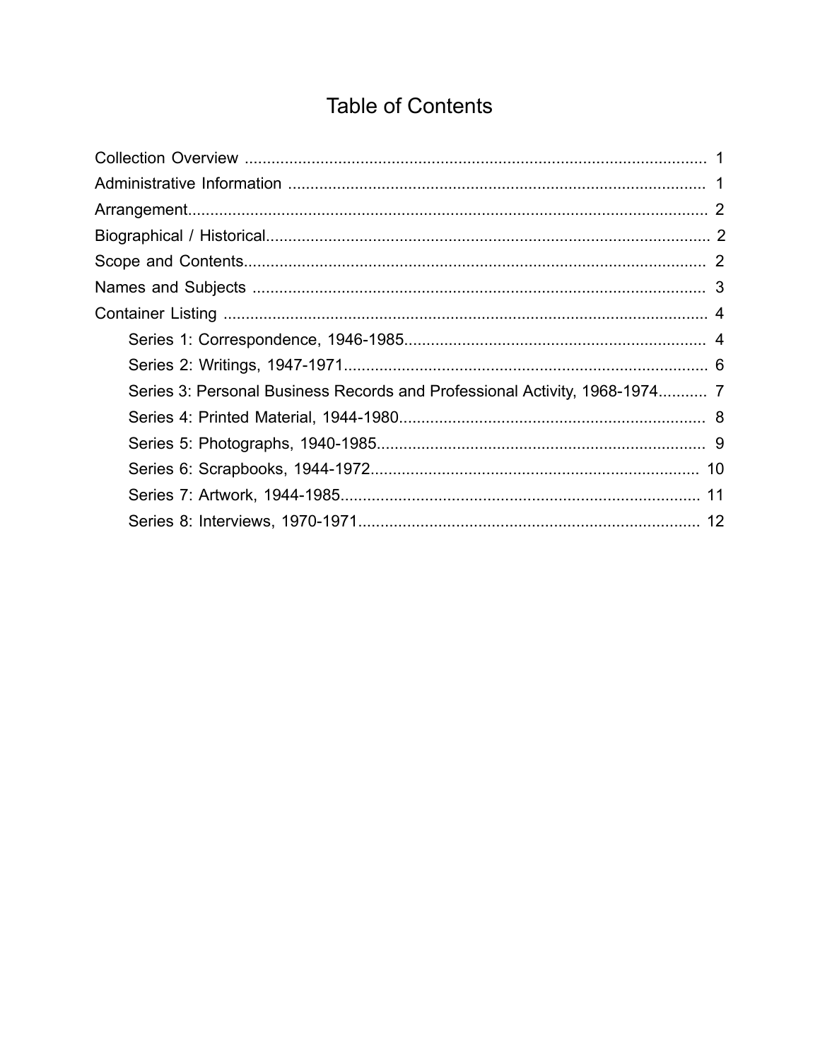# Table of Contents

- Collection Overview ........ 1
- Administrative Information ........ 1
- Arrangement........ 2
- Biographical / Historical........ 2
- Scope and Contents........ 2
- Names and Subjects ........ 3
- Container Listing ........ 4
  - Series 1: Correspondence, 1946-1985........ 4
  - Series 2: Writings, 1947-1971........ 6
  - Series 3: Personal Business Records and Professional Activity, 1968-1974........ 7
  - Series 4: Printed Material, 1944-1980........ 8
  - Series 5: Photographs, 1940-1985........ 9
  - Series 6: Scrapbooks, 1944-1972........ 10
  - Series 7: Artwork, 1944-1985........ 11
  - Series 8: Interviews, 1970-1971........ 12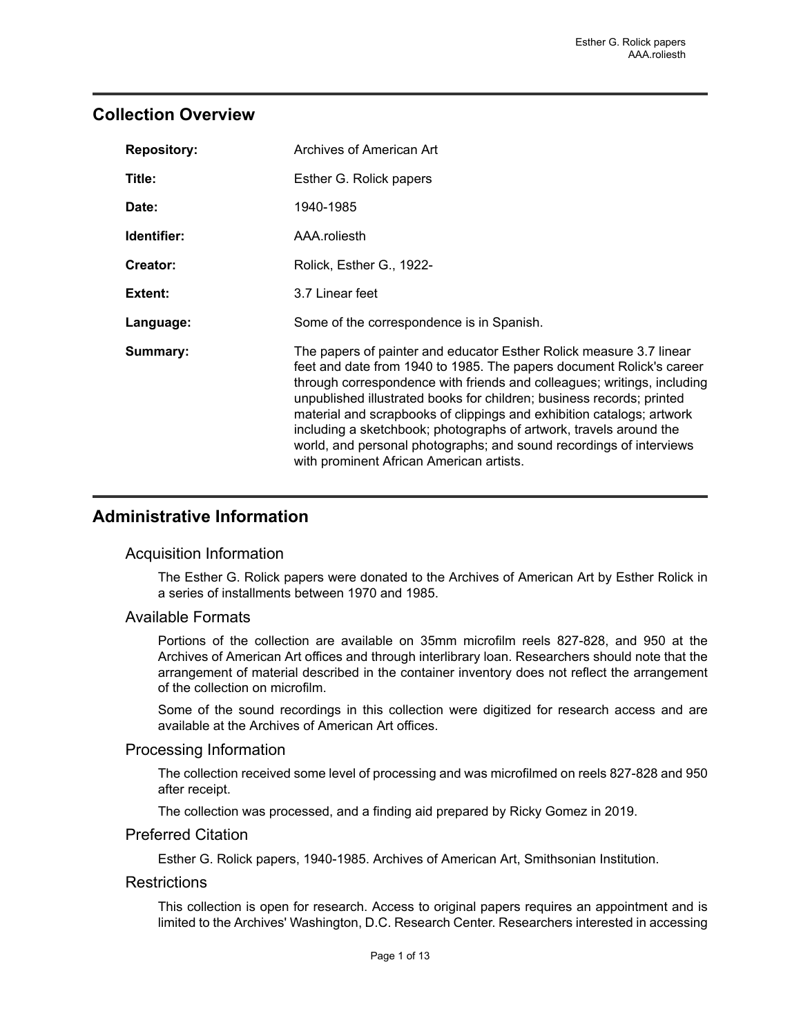## Collection Overview

| | |
|---|---|
| **Repository:** | Archives of American Art |
| **Title:** | Esther G. Rolick papers |
| **Date:** | 1940-1985 |
| **Identifier:** | AAA.roliesth |
| **Creator:** | Rolick, Esther G., 1922- |
| **Extent:** | 3.7 Linear feet |
| **Language:** | Some of the correspondence is in Spanish. |
| **Summary:** | The papers of painter and educator Esther Rolick measure 3.7 linear feet and date from 1940 to 1985. The papers document Rolick's career through correspondence with friends and colleagues; writings, including unpublished illustrated books for children; business records; printed material and scrapbooks of clippings and exhibition catalogs; artwork including a sketchbook; photographs of artwork, travels around the world, and personal photographs; and sound recordings of interviews with prominent African American artists. |

## Administrative Information

### Acquisition Information

The Esther G. Rolick papers were donated to the Archives of American Art by Esther Rolick in a series of installments between 1970 and 1985.

### Available Formats

Portions of the collection are available on 35mm microfilm reels 827-828, and 950 at the Archives of American Art offices and through interlibrary loan. Researchers should note that the arrangement of material described in the container inventory does not reflect the arrangement of the collection on microfilm.

Some of the sound recordings in this collection were digitized for research access and are available at the Archives of American Art offices.

### Processing Information

The collection received some level of processing and was microfilmed on reels 827-828 and 950 after receipt.

The collection was processed, and a finding aid prepared by Ricky Gomez in 2019.

### Preferred Citation

Esther G. Rolick papers, 1940-1985. Archives of American Art, Smithsonian Institution.

### Restrictions

This collection is open for research. Access to original papers requires an appointment and is limited to the Archives' Washington, D.C. Research Center. Researchers interested in accessing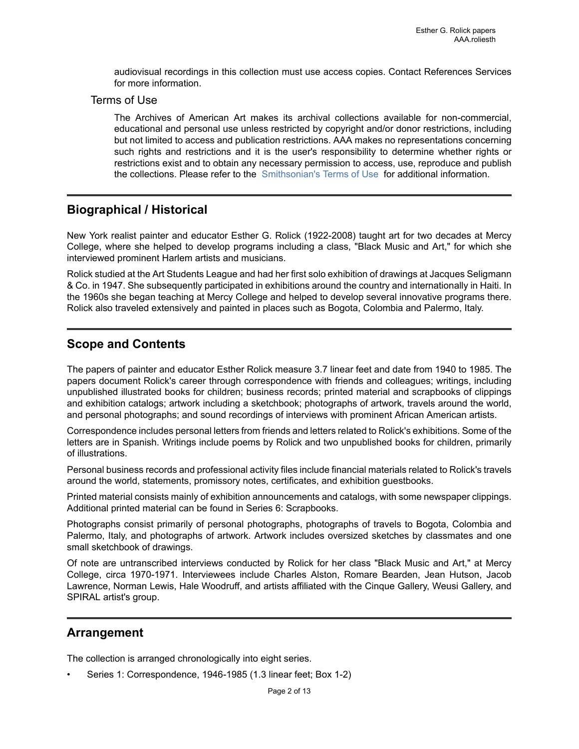audiovisual recordings in this collection must use access copies. Contact References Services for more information.

### Terms of Use

The Archives of American Art makes its archival collections available for non-commercial, educational and personal use unless restricted by copyright and/or donor restrictions, including but not limited to access and publication restrictions. AAA makes no representations concerning such rights and restrictions and it is the user's responsibility to determine whether rights or restrictions exist and to obtain any necessary permission to access, use, reproduce and publish the collections. Please refer to the Smithsonian's Terms of Use for additional information.

## Biographical / Historical

New York realist painter and educator Esther G. Rolick (1922-2008) taught art for two decades at Mercy College, where she helped to develop programs including a class, "Black Music and Art," for which she interviewed prominent Harlem artists and musicians.

Rolick studied at the Art Students League and had her first solo exhibition of drawings at Jacques Seligmann & Co. in 1947. She subsequently participated in exhibitions around the country and internationally in Haiti. In the 1960s she began teaching at Mercy College and helped to develop several innovative programs there. Rolick also traveled extensively and painted in places such as Bogota, Colombia and Palermo, Italy.

## Scope and Contents

The papers of painter and educator Esther Rolick measure 3.7 linear feet and date from 1940 to 1985. The papers document Rolick's career through correspondence with friends and colleagues; writings, including unpublished illustrated books for children; business records; printed material and scrapbooks of clippings and exhibition catalogs; artwork including a sketchbook; photographs of artwork, travels around the world, and personal photographs; and sound recordings of interviews with prominent African American artists.

Correspondence includes personal letters from friends and letters related to Rolick's exhibitions. Some of the letters are in Spanish. Writings include poems by Rolick and two unpublished books for children, primarily of illustrations.

Personal business records and professional activity files include financial materials related to Rolick's travels around the world, statements, promissory notes, certificates, and exhibition guestbooks.

Printed material consists mainly of exhibition announcements and catalogs, with some newspaper clippings. Additional printed material can be found in Series 6: Scrapbooks.

Photographs consist primarily of personal photographs, photographs of travels to Bogota, Colombia and Palermo, Italy, and photographs of artwork. Artwork includes oversized sketches by classmates and one small sketchbook of drawings.

Of note are untranscribed interviews conducted by Rolick for her class "Black Music and Art," at Mercy College, circa 1970-1971. Interviewees include Charles Alston, Romare Bearden, Jean Hutson, Jacob Lawrence, Norman Lewis, Hale Woodruff, and artists affiliated with the Cinque Gallery, Weusi Gallery, and SPIRAL artist's group.

## Arrangement

The collection is arranged chronologically into eight series.

- Series 1: Correspondence, 1946-1985 (1.3 linear feet; Box 1-2)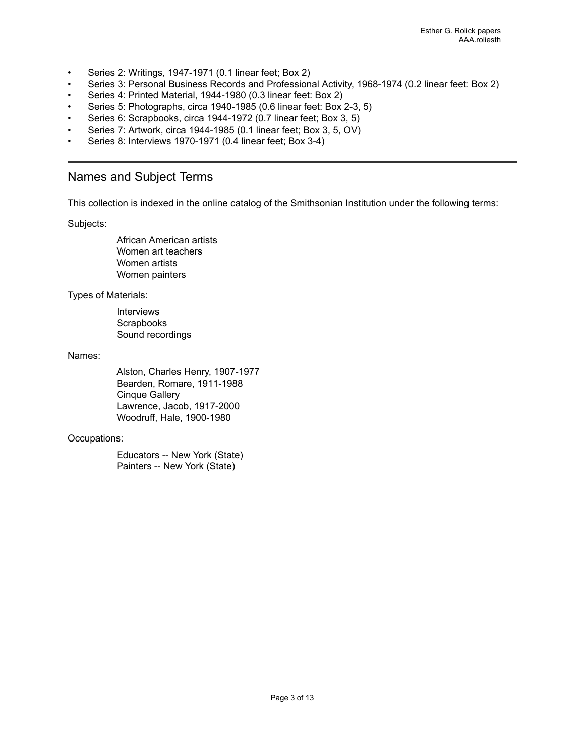- Series 2: Writings, 1947-1971 (0.1 linear feet; Box 2)
- Series 3: Personal Business Records and Professional Activity, 1968-1974 (0.2 linear feet: Box 2)
- Series 4: Printed Material, 1944-1980 (0.3 linear feet: Box 2)
- Series 5: Photographs, circa 1940-1985 (0.6 linear feet: Box 2-3, 5)
- Series 6: Scrapbooks, circa 1944-1972 (0.7 linear feet; Box 3, 5)
- Series 7: Artwork, circa 1944-1985 (0.1 linear feet; Box 3, 5, OV)
- Series 8: Interviews 1970-1971 (0.4 linear feet; Box 3-4)

## Names and Subject Terms

This collection is indexed in the online catalog of the Smithsonian Institution under the following terms:

Subjects:

African American artists
Women art teachers
Women artists
Women painters

Types of Materials:

Interviews
Scrapbooks
Sound recordings

Names:

Alston, Charles Henry, 1907-1977
Bearden, Romare, 1911-1988
Cinque Gallery
Lawrence, Jacob, 1917-2000
Woodruff, Hale, 1900-1980

Occupations:

Educators -- New York (State)
Painters -- New York (State)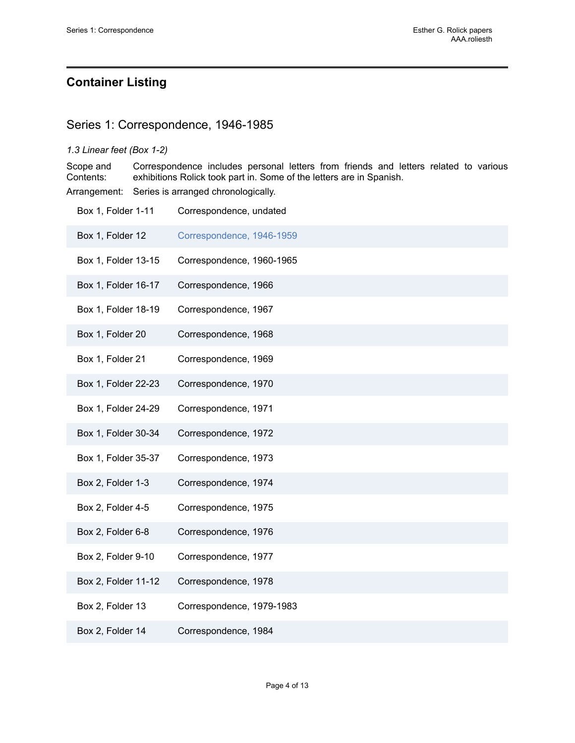## Container Listing

### Series 1: Correspondence, 1946-1985

*1.3 Linear feet (Box 1-2)*

Scope and Contents: Correspondence includes personal letters from friends and letters related to various exhibitions Rolick took part in. Some of the letters are in Spanish.

Arrangement: Series is arranged chronologically.

| Location | Title |
| --- | --- |
| Box 1, Folder 1-11 | Correspondence, undated |
| Box 1, Folder 12 | Correspondence, 1946-1959 |
| Box 1, Folder 13-15 | Correspondence, 1960-1965 |
| Box 1, Folder 16-17 | Correspondence, 1966 |
| Box 1, Folder 18-19 | Correspondence, 1967 |
| Box 1, Folder 20 | Correspondence, 1968 |
| Box 1, Folder 21 | Correspondence, 1969 |
| Box 1, Folder 22-23 | Correspondence, 1970 |
| Box 1, Folder 24-29 | Correspondence, 1971 |
| Box 1, Folder 30-34 | Correspondence, 1972 |
| Box 1, Folder 35-37 | Correspondence, 1973 |
| Box 2, Folder 1-3 | Correspondence, 1974 |
| Box 2, Folder 4-5 | Correspondence, 1975 |
| Box 2, Folder 6-8 | Correspondence, 1976 |
| Box 2, Folder 9-10 | Correspondence, 1977 |
| Box 2, Folder 11-12 | Correspondence, 1978 |
| Box 2, Folder 13 | Correspondence, 1979-1983 |
| Box 2, Folder 14 | Correspondence, 1984 |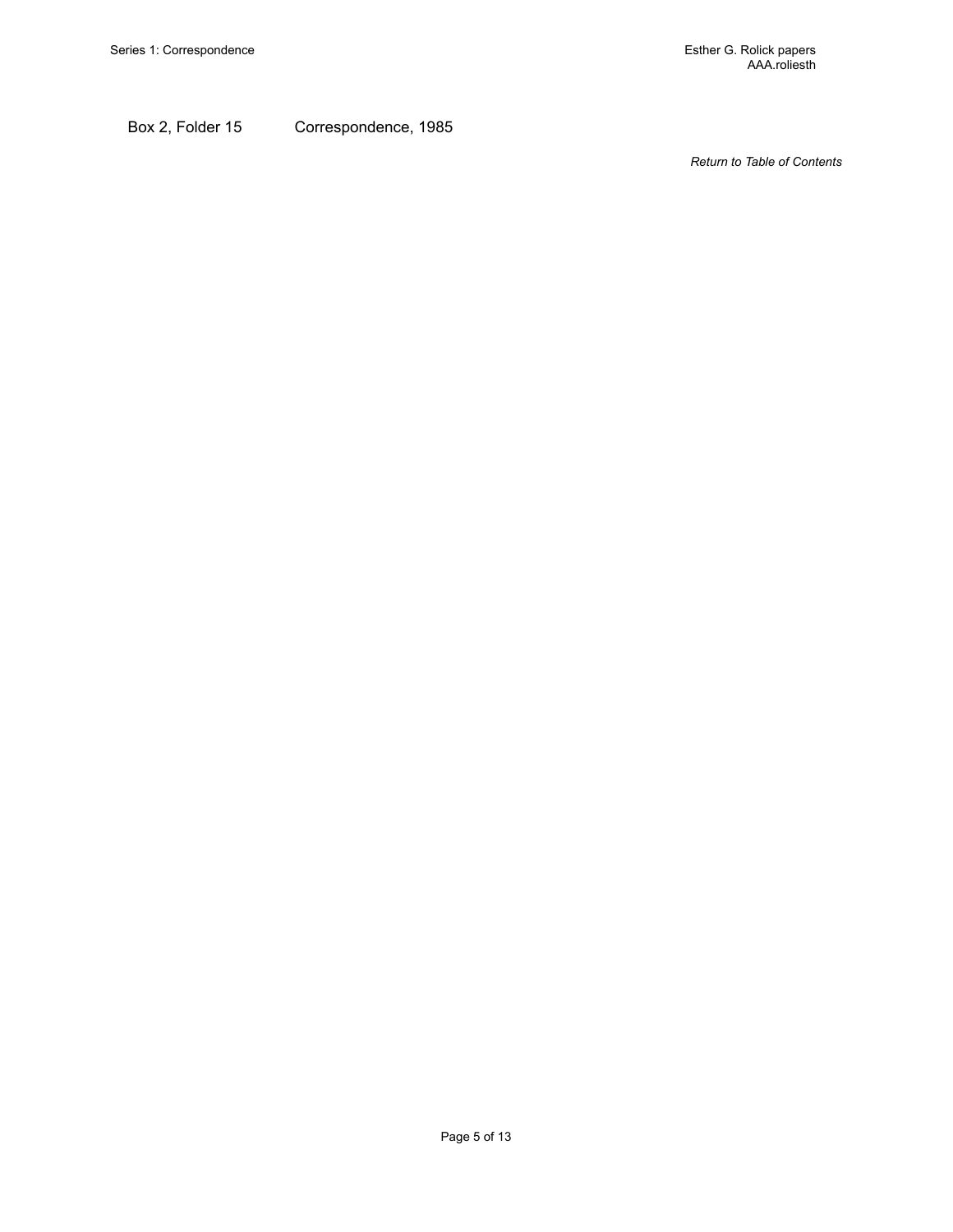| Box 2, Folder 15 | Correspondence, 1985 |
| --- | --- |

*Return to Table of Contents*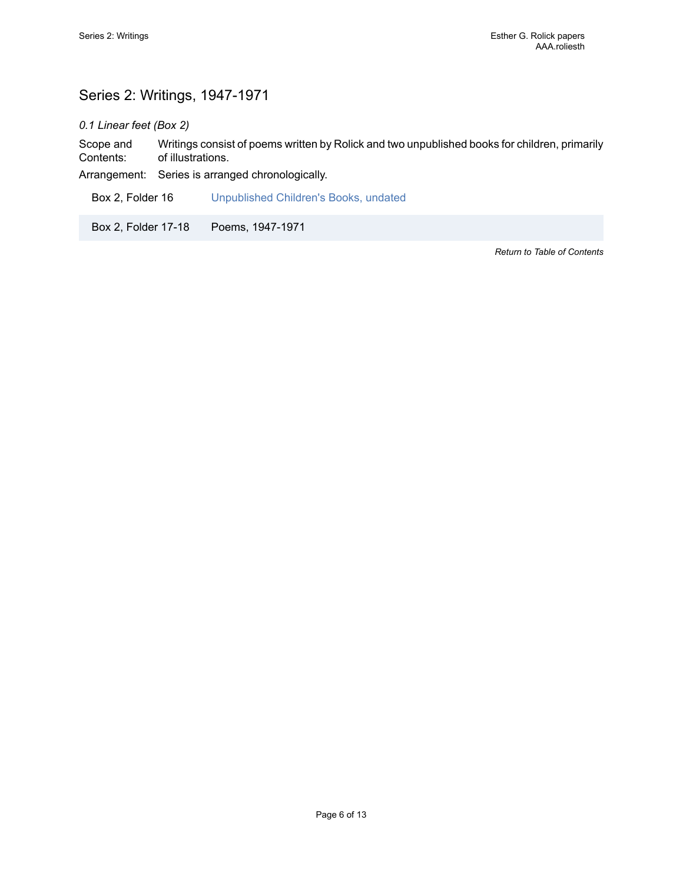## Series 2: Writings, 1947-1971

*0.1 Linear feet (Box 2)*

Scope and Contents: Writings consist of poems written by Rolick and two unpublished books for children, primarily of illustrations.

Arrangement: Series is arranged chronologically.

| | |
|---|---|
| Box 2, Folder 16 | Unpublished Children's Books, undated |
| Box 2, Folder 17-18 | Poems, 1947-1971 |

*Return to Table of Contents*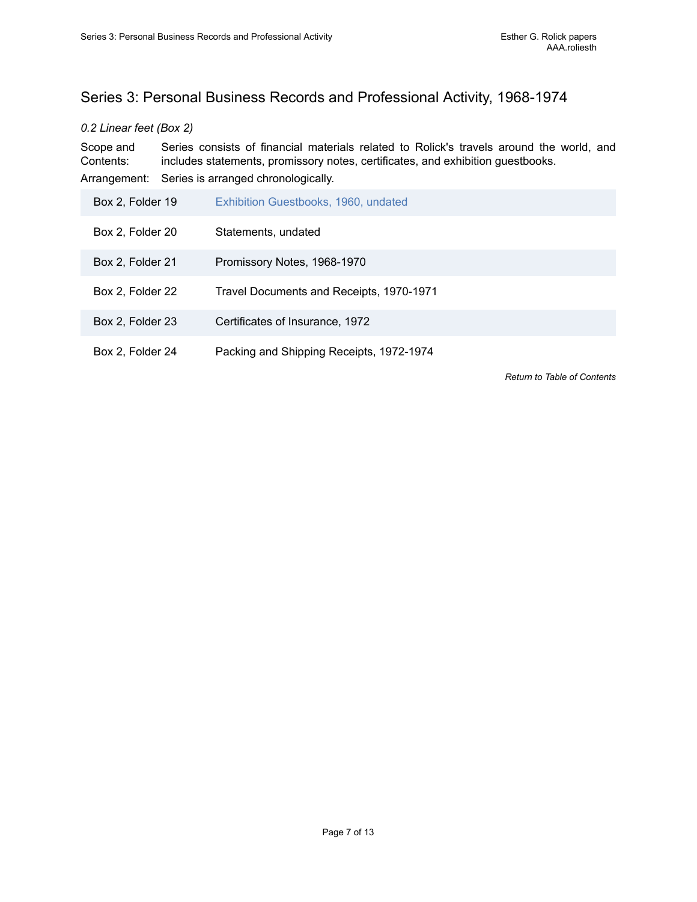## Series 3: Personal Business Records and Professional Activity, 1968-1974

*0.2 Linear feet (Box 2)*

Scope and Contents: Series consists of financial materials related to Rolick's travels around the world, and includes statements, promissory notes, certificates, and exhibition guestbooks.

Arrangement: Series is arranged chronologically.

| | |
|---|---|
| Box 2, Folder 19 | Exhibition Guestbooks, 1960, undated |
| Box 2, Folder 20 | Statements, undated |
| Box 2, Folder 21 | Promissory Notes, 1968-1970 |
| Box 2, Folder 22 | Travel Documents and Receipts, 1970-1971 |
| Box 2, Folder 23 | Certificates of Insurance, 1972 |
| Box 2, Folder 24 | Packing and Shipping Receipts, 1972-1974 |

*Return to Table of Contents*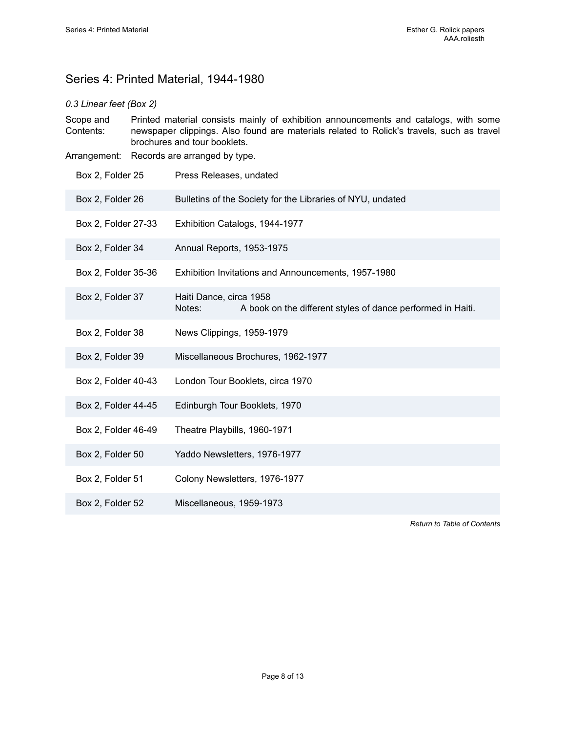## Series 4: Printed Material, 1944-1980

*0.3 Linear feet (Box 2)*

Scope and Contents: Printed material consists mainly of exhibition announcements and catalogs, with some newspaper clippings. Also found are materials related to Rolick's travels, such as travel brochures and tour booklets.

Arrangement: Records are arranged by type.

| | |
|---|---|
| Box 2, Folder 25 | Press Releases, undated |
| Box 2, Folder 26 | Bulletins of the Society for the Libraries of NYU, undated |
| Box 2, Folder 27-33 | Exhibition Catalogs, 1944-1977 |
| Box 2, Folder 34 | Annual Reports, 1953-1975 |
| Box 2, Folder 35-36 | Exhibition Invitations and Announcements, 1957-1980 |
| Box 2, Folder 37 | Haiti Dance, circa 1958<br>Notes: A book on the different styles of dance performed in Haiti. |
| Box 2, Folder 38 | News Clippings, 1959-1979 |
| Box 2, Folder 39 | Miscellaneous Brochures, 1962-1977 |
| Box 2, Folder 40-43 | London Tour Booklets, circa 1970 |
| Box 2, Folder 44-45 | Edinburgh Tour Booklets, 1970 |
| Box 2, Folder 46-49 | Theatre Playbills, 1960-1971 |
| Box 2, Folder 50 | Yaddo Newsletters, 1976-1977 |
| Box 2, Folder 51 | Colony Newsletters, 1976-1977 |
| Box 2, Folder 52 | Miscellaneous, 1959-1973 |

*Return to Table of Contents*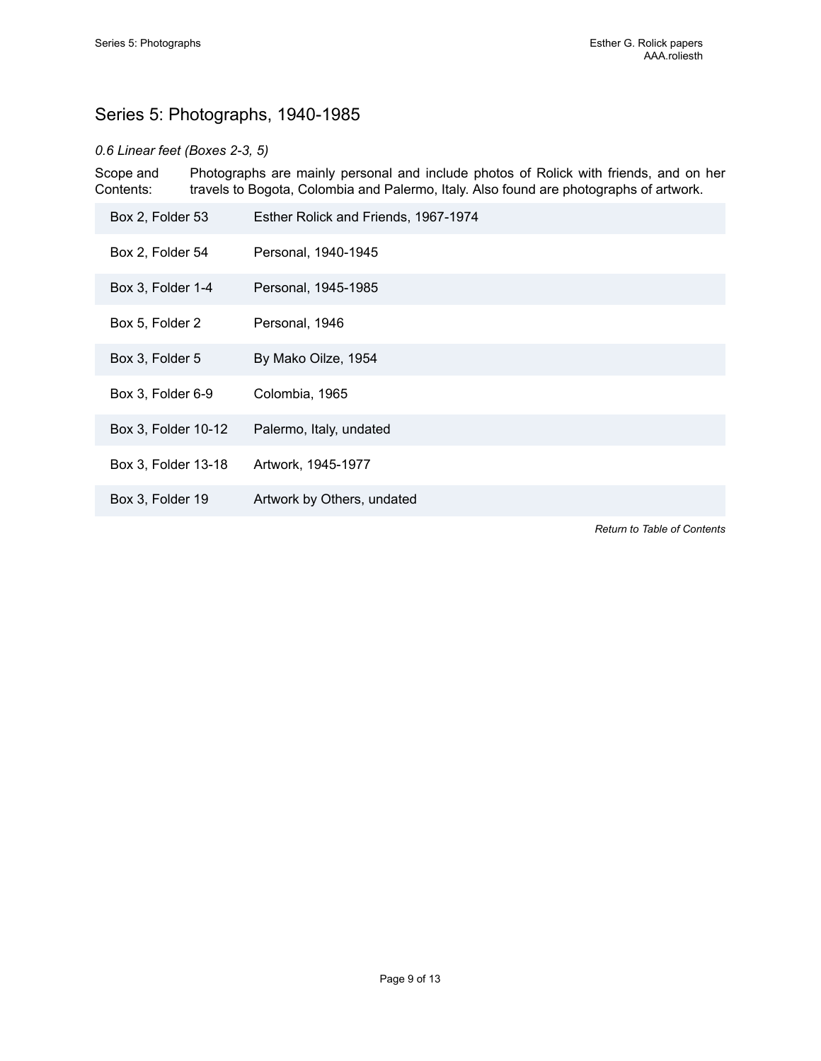## Series 5: Photographs, 1940-1985

*0.6 Linear feet (Boxes 2-3, 5)*

Scope and Contents: Photographs are mainly personal and include photos of Rolick with friends, and on her travels to Bogota, Colombia and Palermo, Italy. Also found are photographs of artwork.

| | |
|---|---|
| Box 2, Folder 53 | Esther Rolick and Friends, 1967-1974 |
| Box 2, Folder 54 | Personal, 1940-1945 |
| Box 3, Folder 1-4 | Personal, 1945-1985 |
| Box 5, Folder 2 | Personal, 1946 |
| Box 3, Folder 5 | By Mako Oilze, 1954 |
| Box 3, Folder 6-9 | Colombia, 1965 |
| Box 3, Folder 10-12 | Palermo, Italy, undated |
| Box 3, Folder 13-18 | Artwork, 1945-1977 |
| Box 3, Folder 19 | Artwork by Others, undated |

*Return to Table of Contents*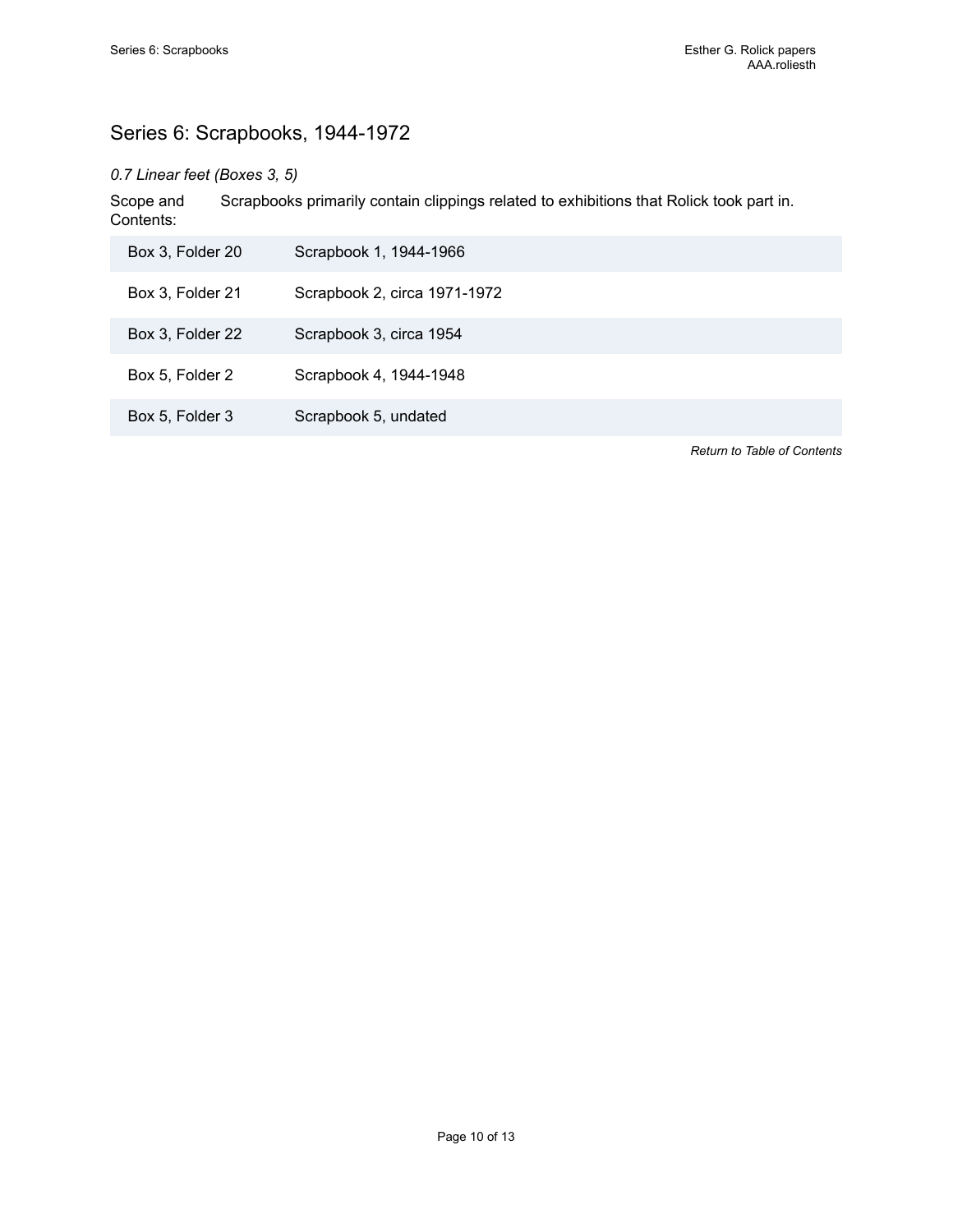## Series 6: Scrapbooks, 1944-1972

*0.7 Linear feet (Boxes 3, 5)*

Scope and Contents: Scrapbooks primarily contain clippings related to exhibitions that Rolick took part in.

| | |
|---|---|
| Box 3, Folder 20 | Scrapbook 1, 1944-1966 |
| Box 3, Folder 21 | Scrapbook 2, circa 1971-1972 |
| Box 3, Folder 22 | Scrapbook 3, circa 1954 |
| Box 5, Folder 2 | Scrapbook 4, 1944-1948 |
| Box 5, Folder 3 | Scrapbook 5, undated |

*Return to Table of Contents*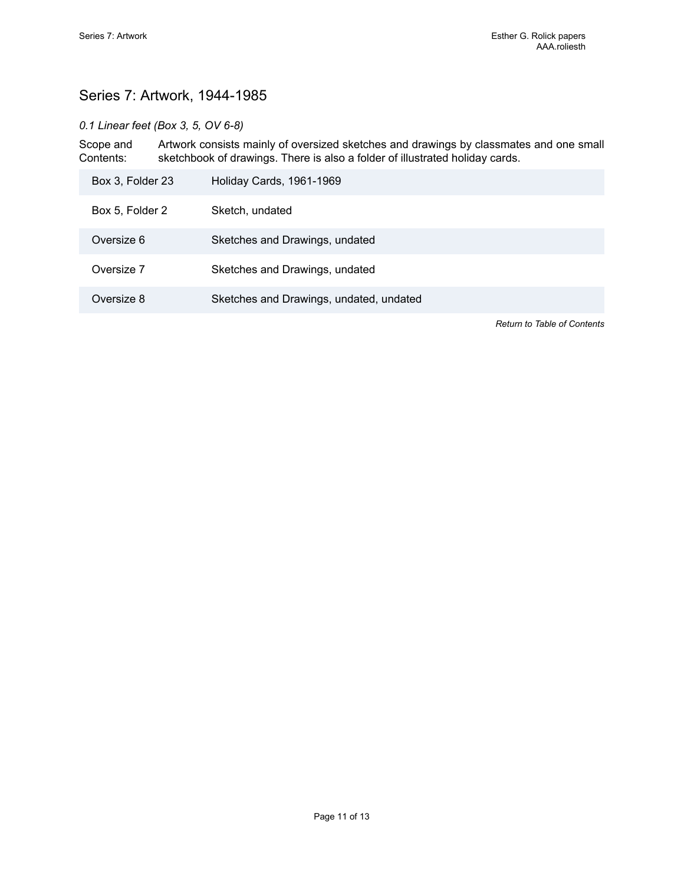## Series 7: Artwork, 1944-1985

*0.1 Linear feet (Box 3, 5, OV 6-8)*

Scope and Contents: Artwork consists mainly of oversized sketches and drawings by classmates and one small sketchbook of drawings. There is also a folder of illustrated holiday cards.

| | |
|---|---|
| Box 3, Folder 23 | Holiday Cards, 1961-1969 |
| Box 5, Folder 2 | Sketch, undated |
| Oversize 6 | Sketches and Drawings, undated |
| Oversize 7 | Sketches and Drawings, undated |
| Oversize 8 | Sketches and Drawings, undated, undated |

*Return to Table of Contents*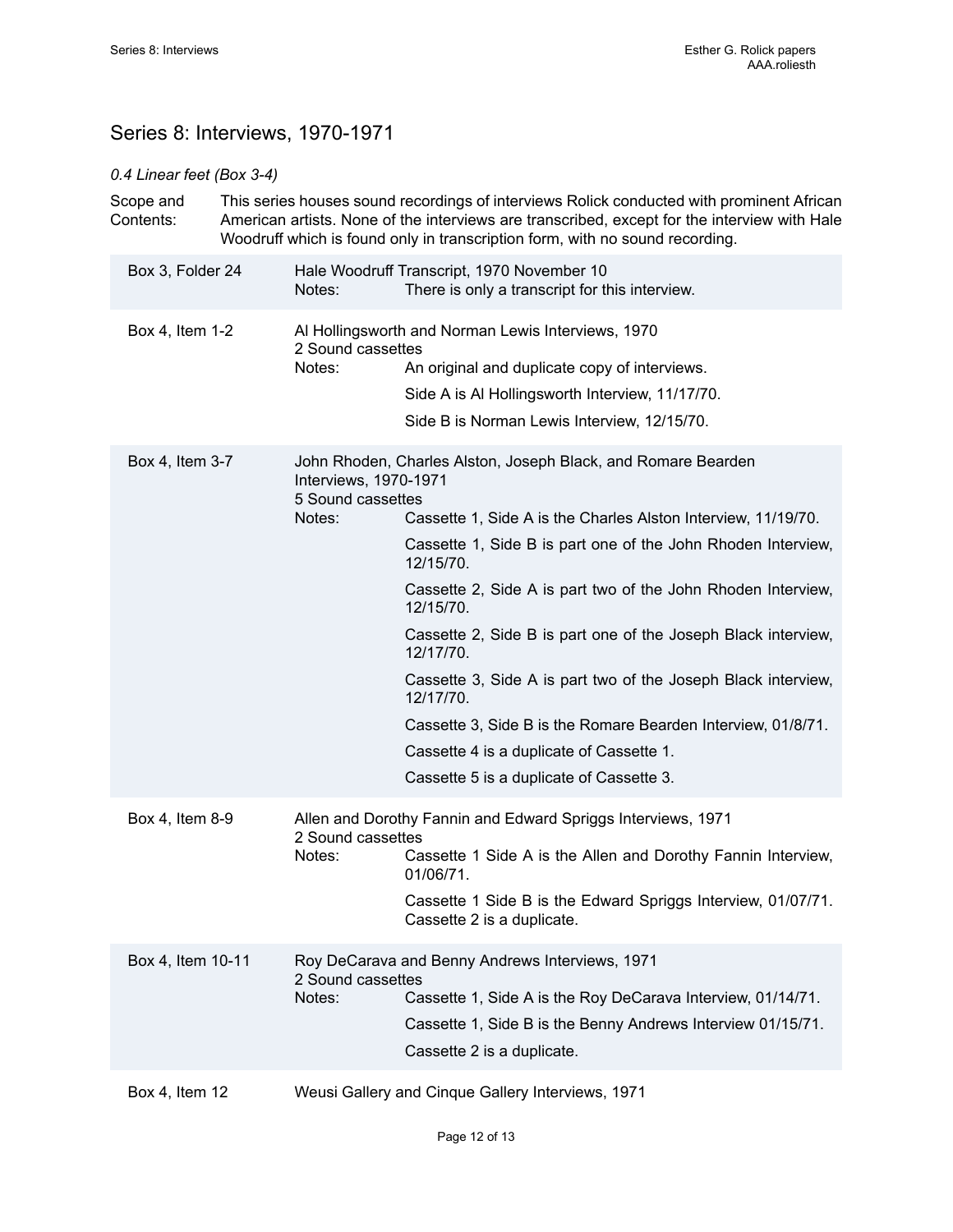## Series 8: Interviews, 1970-1971

*0.4 Linear feet (Box 3-4)*

Scope and Contents: This series houses sound recordings of interviews Rolick conducted with prominent African American artists. None of the interviews are transcribed, except for the interview with Hale Woodruff which is found only in transcription form, with no sound recording.

| | |
|---|---|
| Box 3, Folder 24 | Hale Woodruff Transcript, 1970 November 10<br>Notes: There is only a transcript for this interview. |
| Box 4, Item 1-2 | Al Hollingsworth and Norman Lewis Interviews, 1970<br>2 Sound cassettes<br>Notes: An original and duplicate copy of interviews.<br>Side A is Al Hollingsworth Interview, 11/17/70.<br>Side B is Norman Lewis Interview, 12/15/70. |
| Box 4, Item 3-7 | John Rhoden, Charles Alston, Joseph Black, and Romare Bearden Interviews, 1970-1971<br>5 Sound cassettes<br>Notes: Cassette 1, Side A is the Charles Alston Interview, 11/19/70.<br>Cassette 1, Side B is part one of the John Rhoden Interview, 12/15/70.<br>Cassette 2, Side A is part two of the John Rhoden Interview, 12/15/70.<br>Cassette 2, Side B is part one of the Joseph Black interview, 12/17/70.<br>Cassette 3, Side A is part two of the Joseph Black interview, 12/17/70.<br>Cassette 3, Side B is the Romare Bearden Interview, 01/8/71.<br>Cassette 4 is a duplicate of Cassette 1.<br>Cassette 5 is a duplicate of Cassette 3. |
| Box 4, Item 8-9 | Allen and Dorothy Fannin and Edward Spriggs Interviews, 1971<br>2 Sound cassettes<br>Notes: Cassette 1 Side A is the Allen and Dorothy Fannin Interview, 01/06/71.<br>Cassette 1 Side B is the Edward Spriggs Interview, 01/07/71. Cassette 2 is a duplicate. |
| Box 4, Item 10-11 | Roy DeCarava and Benny Andrews Interviews, 1971<br>2 Sound cassettes<br>Notes: Cassette 1, Side A is the Roy DeCarava Interview, 01/14/71.<br>Cassette 1, Side B is the Benny Andrews Interview 01/15/71.<br>Cassette 2 is a duplicate. |
| Box 4, Item 12 | Weusi Gallery and Cinque Gallery Interviews, 1971 |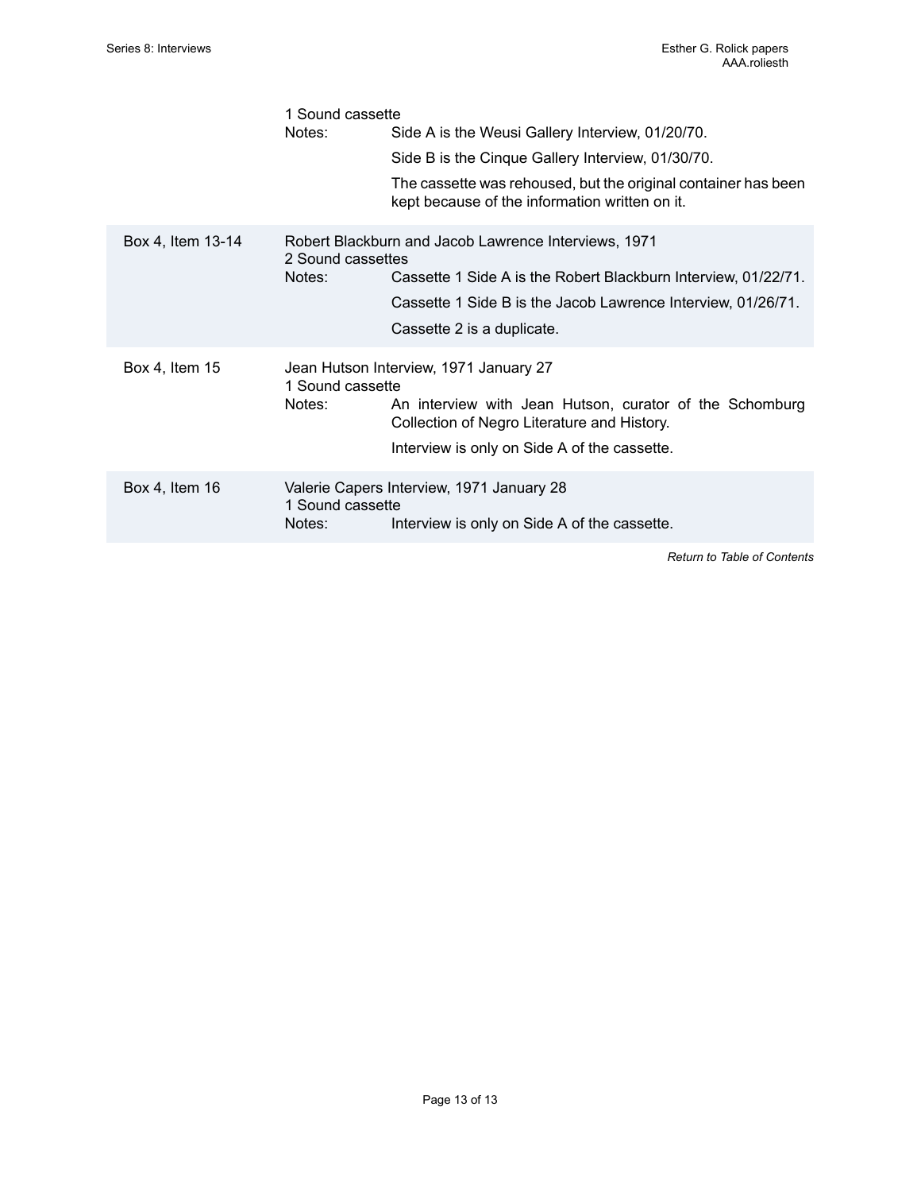1 Sound cassette

Notes: Side A is the Weusi Gallery Interview, 01/20/70.

Side B is the Cinque Gallery Interview, 01/30/70.

The cassette was rehoused, but the original container has been kept because of the information written on it.

| | | |
|---|---|---|
| Box 4, Item 13-14 | Robert Blackburn and Jacob Lawrence Interviews, 1971<br>2 Sound cassettes | Notes: Cassette 1 Side A is the Robert Blackburn Interview, 01/22/71.<br>Cassette 1 Side B is the Jacob Lawrence Interview, 01/26/71.<br>Cassette 2 is a duplicate. |
| Box 4, Item 15 | Jean Hutson Interview, 1971 January 27<br>1 Sound cassette | Notes: An interview with Jean Hutson, curator of the Schomburg Collection of Negro Literature and History.<br>Interview is only on Side A of the cassette. |
| Box 4, Item 16 | Valerie Capers Interview, 1971 January 28<br>1 Sound cassette | Notes: Interview is only on Side A of the cassette. |

*Return to Table of Contents*